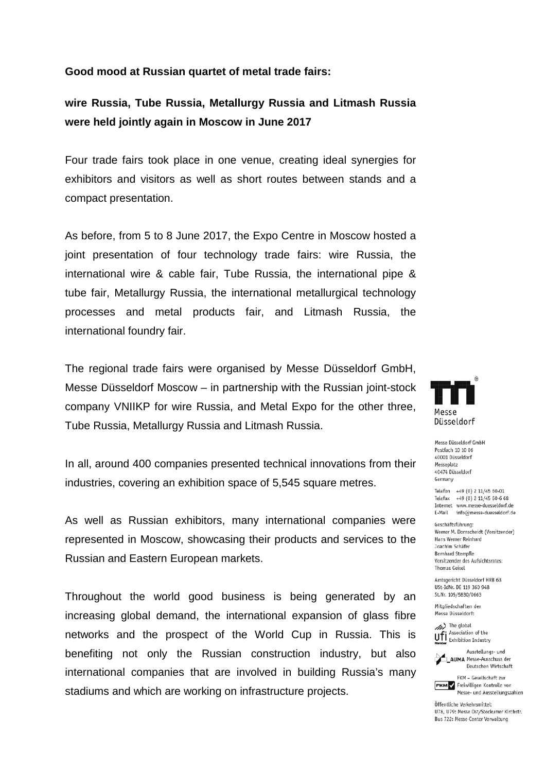**Good mood at Russian quartet of metal trade fairs:**

**wire Russia, Tube Russia, Metallurgy Russia and Litmash Russia were held jointly again in Moscow in June 2017**

Four trade fairs took place in one venue, creating ideal synergies for exhibitors and visitors as well as short routes between stands and a compact presentation.

As before, from 5 to 8 June 2017, the Expo Centre in Moscow hosted a joint presentation of four technology trade fairs: wire Russia, the international wire & cable fair, Tube Russia, the international pipe & tube fair, Metallurgy Russia, the international metallurgical technology processes and metal products fair, and Litmash Russia, the international foundry fair.

The regional trade fairs were organised by Messe Düsseldorf GmbH, Messe Düsseldorf Moscow – in partnership with the Russian joint-stock company VNIIKP for wire Russia, and Metal Expo for the other three, Tube Russia, Metallurgy Russia and Litmash Russia.

In all, around 400 companies presented technical innovations from their industries, covering an exhibition space of 5,545 square metres.

As well as Russian exhibitors, many international companies were represented in Moscow, showcasing their products and services to the Russian and Eastern European markets.

Throughout the world good business is being generated by an increasing global demand, the international expansion of glass fibre networks and the prospect of the World Cup in Russia. This is benefiting not only the Russian construction industry, but also international companies that are involved in building Russia's many stadiums and which are working on infrastructure projects.

Messe Düsseldorf

Messe Düsseldorf GmbH
Postfach 10 10 06
40001 Düsseldorf
Messeplatz
40474 Düsseldorf
Germany

Telefon +49 (0) 2 11/45 60-01
Telefax +49 (0) 2 11/45 60-6 68
Internet www.messe-duesseldorf.de
E-Mail info@messe-duesseldorf.de

Geschäftsführung:
Werner M. Dornscheidt (Vorsitzender)
Hans Werner Reinhard
Joachim Schäfer
Bernhard Stempfle
Vorsitzender des Aufsichtsrates:
Thomas Geisel

Amtsgericht Düsseldorf HRB 63
USt-IdNr. DE 119 360 948
St.Nr. 105/5830/0663

Mitgliedschaften der
Messe Düsseldorf:

ufi – The global Association of the Exhibition Industry

AUMA – Ausstellungs- und Messe-Ausschuss der Deutschen Wirtschaft

FKM – Gesellschaft zur Freiwilligen Kontrolle von Messe- und Ausstellungszahlen

Öffentliche Verkehrsmittel:
U78, U79: Messe Ost/Stockumer Kirchstr.
Bus 722: Messe-Center Verwaltung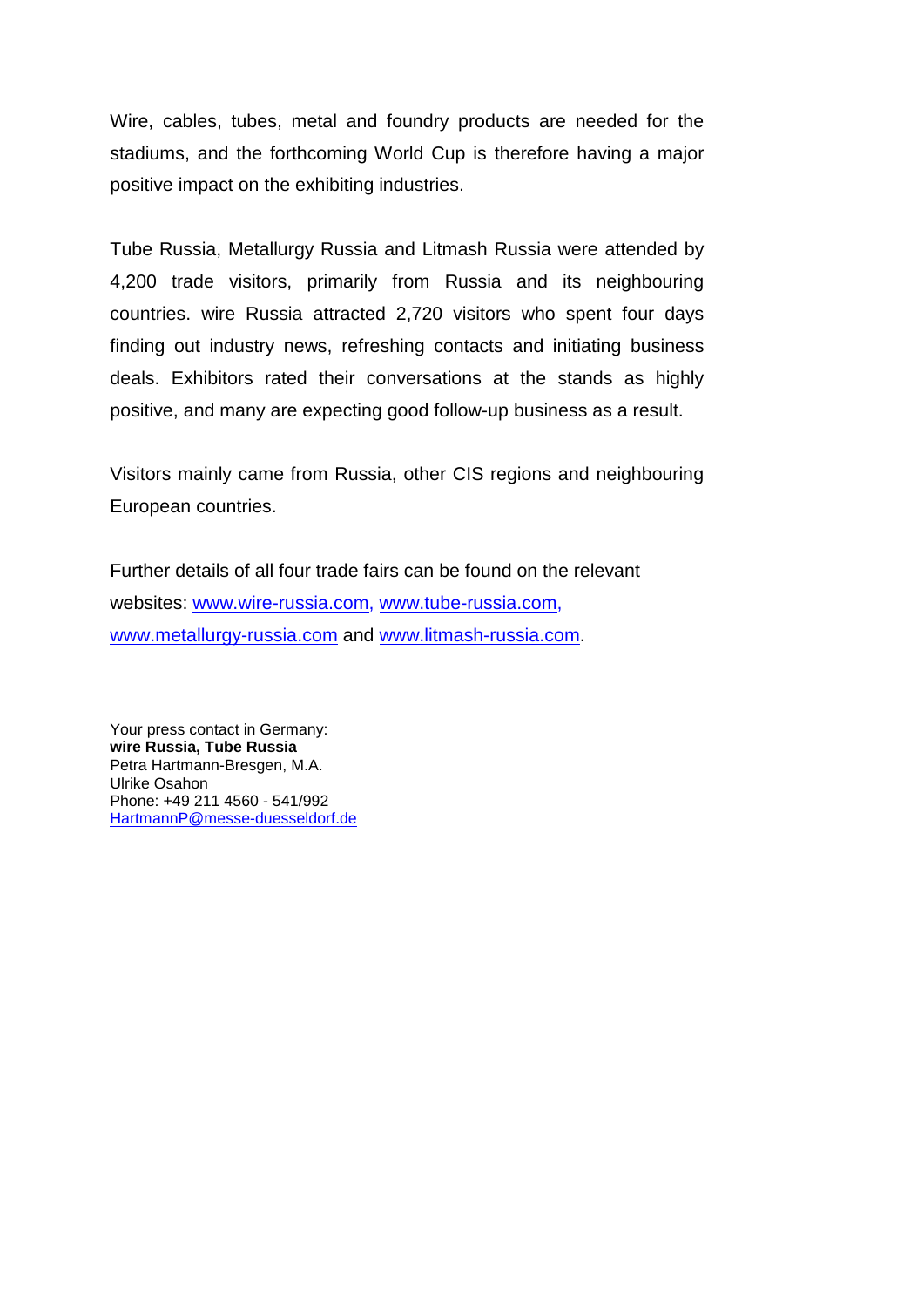Wire, cables, tubes, metal and foundry products are needed for the stadiums, and the forthcoming World Cup is therefore having a major positive impact on the exhibiting industries.

Tube Russia, Metallurgy Russia and Litmash Russia were attended by 4,200 trade visitors, primarily from Russia and its neighbouring countries. wire Russia attracted 2,720 visitors who spent four days finding out industry news, refreshing contacts and initiating business deals. Exhibitors rated their conversations at the stands as highly positive, and many are expecting good follow-up business as a result.

Visitors mainly came from Russia, other CIS regions and neighbouring European countries.

Further details of all four trade fairs can be found on the relevant websites: www.wire-russia.com, www.tube-russia.com, www.metallurgy-russia.com and www.litmash-russia.com.

Your press contact in Germany:
**wire Russia, Tube Russia**
Petra Hartmann-Bresgen, M.A.
Ulrike Osahon
Phone: +49 211 4560 - 541/992
HartmannP@messe-duesseldorf.de